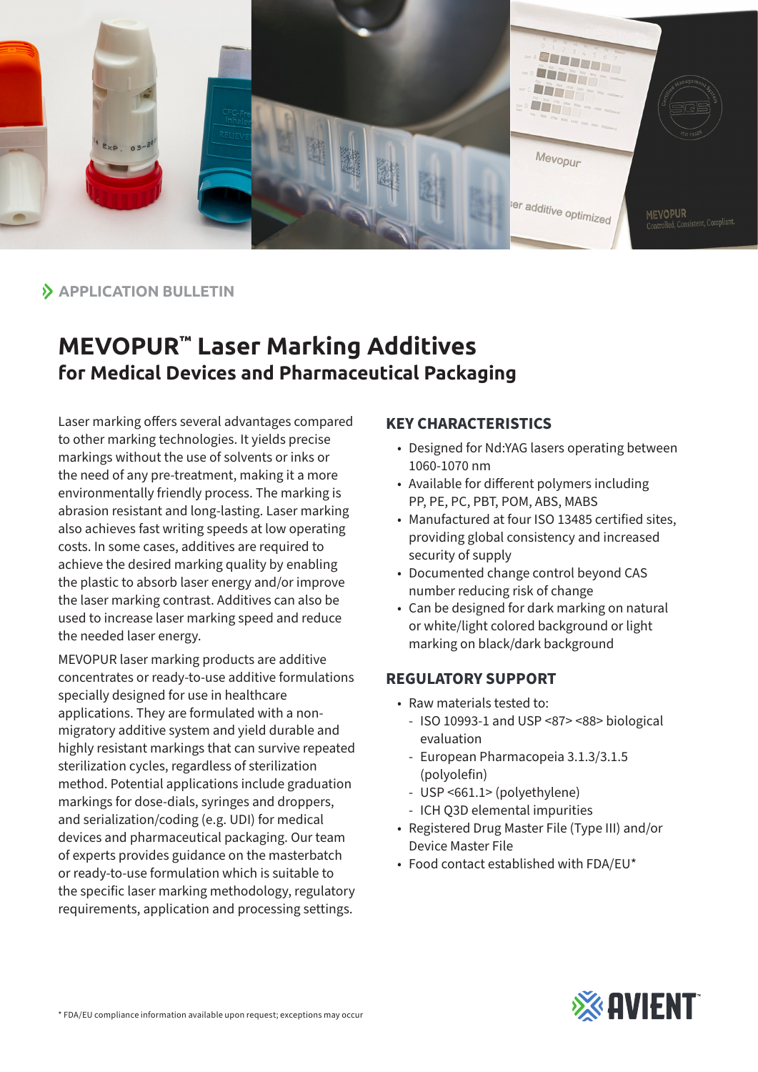APPLICATION BULLETIN

# MEVOPUR™ Laser Marking Additives
## for Medical Devices and Pharmaceutical Packaging

Laser marking offers several advantages compared to other marking technologies. It yields precise markings without the use of solvents or inks or the need of any pre-treatment, making it a more environmentally friendly process. The marking is abrasion resistant and long-lasting. Laser marking also achieves fast writing speeds at low operating costs. In some cases, additives are required to achieve the desired marking quality by enabling the plastic to absorb laser energy and/or improve the laser marking contrast. Additives can also be used to increase laser marking speed and reduce the needed laser energy.

MEVOPUR laser marking products are additive concentrates or ready-to-use additive formulations specially designed for use in healthcare applications. They are formulated with a non-migratory additive system and yield durable and highly resistant markings that can survive repeated sterilization cycles, regardless of sterilization method. Potential applications include graduation markings for dose-dials, syringes and droppers, and serialization/coding (e.g. UDI) for medical devices and pharmaceutical packaging. Our team of experts provides guidance on the masterbatch or ready-to-use formulation which is suitable to the specific laser marking methodology, regulatory requirements, application and processing settings.

### KEY CHARACTERISTICS

- Designed for Nd:YAG lasers operating between 1060-1070 nm
- Available for different polymers including PP, PE, PC, PBT, POM, ABS, MABS
- Manufactured at four ISO 13485 certified sites, providing global consistency and increased security of supply
- Documented change control beyond CAS number reducing risk of change
- Can be designed for dark marking on natural or white/light colored background or light marking on black/dark background

### REGULATORY SUPPORT

- Raw materials tested to:
  - ISO 10993-1 and USP <87> <88> biological evaluation
  - European Pharmacopeia 3.1.3/3.1.5 (polyolefin)
  - USP <661.1> (polyethylene)
  - ICH Q3D elemental impurities
- Registered Drug Master File (Type III) and/or Device Master File
- Food contact established with FDA/EU*

\* FDA/EU compliance information available upon request; exceptions may occur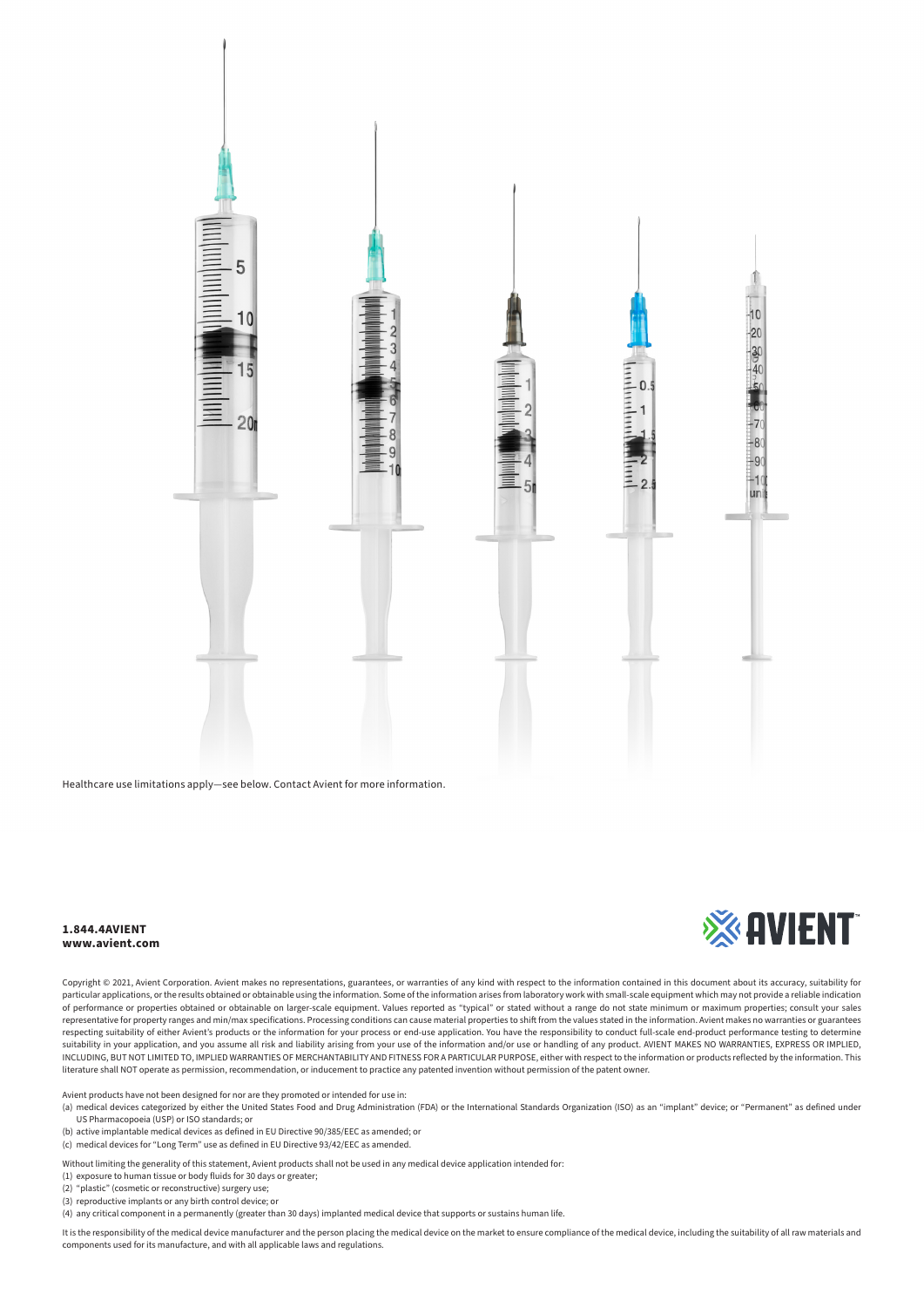Healthcare use limitations apply—see below. Contact Avient for more information.

**1.844.4AVIENT**
**www.avient.com**

Copyright © 2021, Avient Corporation. Avient makes no representations, guarantees, or warranties of any kind with respect to the information contained in this document about its accuracy, suitability for particular applications, or the results obtained or obtainable using the information. Some of the information arises from laboratory work with small-scale equipment which may not provide a reliable indication of performance or properties obtained or obtainable on larger-scale equipment. Values reported as "typical" or stated without a range do not state minimum or maximum properties; consult your sales representative for property ranges and min/max specifications. Processing conditions can cause material properties to shift from the values stated in the information. Avient makes no warranties or guarantees respecting suitability of either Avient's products or the information for your process or end-use application. You have the responsibility to conduct full-scale end-product performance testing to determine suitability in your application, and you assume all risk and liability arising from your use of the information and/or use or handling of any product. AVIENT MAKES NO WARRANTIES, EXPRESS OR IMPLIED, INCLUDING, BUT NOT LIMITED TO, IMPLIED WARRANTIES OF MERCHANTABILITY AND FITNESS FOR A PARTICULAR PURPOSE, either with respect to the information or products reflected by the information. This literature shall NOT operate as permission, recommendation, or inducement to practice any patented invention without permission of the patent owner.

Avient products have not been designed for nor are they promoted or intended for use in:

(a) medical devices categorized by either the United States Food and Drug Administration (FDA) or the International Standards Organization (ISO) as an "implant" device; or "Permanent" as defined under US Pharmacopoeia (USP) or ISO standards; or
(b) active implantable medical devices as defined in EU Directive 90/385/EEC as amended; or
(c) medical devices for "Long Term" use as defined in EU Directive 93/42/EEC as amended.

Without limiting the generality of this statement, Avient products shall not be used in any medical device application intended for:

(1) exposure to human tissue or body fluids for 30 days or greater;
(2) "plastic" (cosmetic or reconstructive) surgery use;
(3) reproductive implants or any birth control device; or
(4) any critical component in a permanently (greater than 30 days) implanted medical device that supports or sustains human life.

It is the responsibility of the medical device manufacturer and the person placing the medical device on the market to ensure compliance of the medical device, including the suitability of all raw materials and components used for its manufacture, and with all applicable laws and regulations.